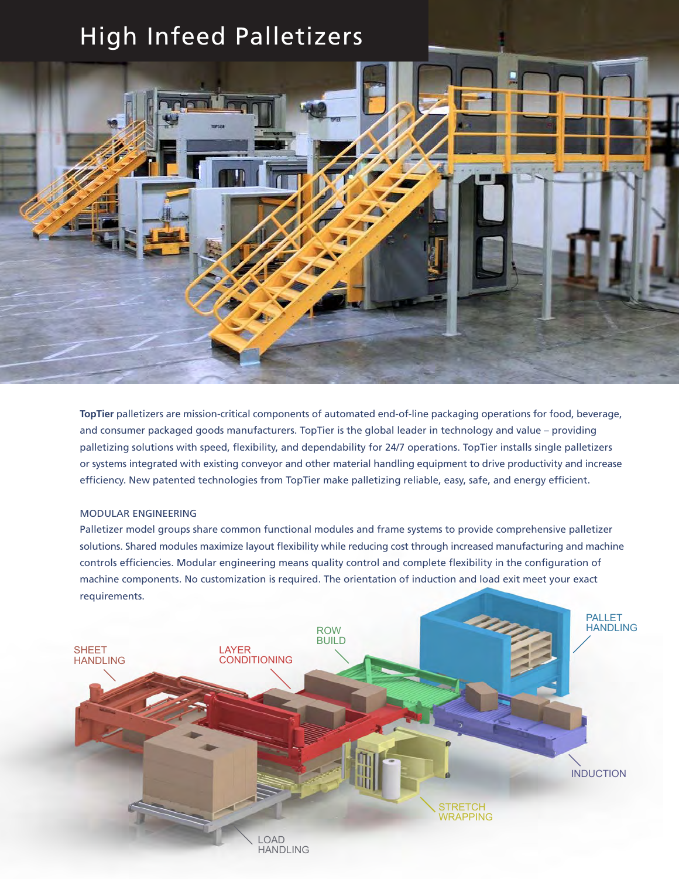# High Infeed Palletizers

**TopTier** palletizers are mission-critical components of automated end-of-line packaging operations for food, beverage, and consumer packaged goods manufacturers. TopTier is the global leader in technology and value – providing palletizing solutions with speed, flexibility, and dependability for 24/7 operations. TopTier installs single palletizers or systems integrated with existing conveyor and other material handling equipment to drive productivity and increase efficiency. New patented technologies from TopTier make palletizing reliable, easy, safe, and energy efficient.

## MODULAR ENGINEERING

Palletizer model groups share common functional modules and frame systems to provide comprehensive palletizer solutions. Shared modules maximize layout flexibility while reducing cost through increased manufacturing and machine controls efficiencies. Modular engineering means quality control and complete flexibility in the configuration of machine components. No customization is required. The orientation of induction and load exit meet your exact requirements.

SHEET HANDLING

LAYER CONDITIONING

ROW BUILD

PALLET HANDLING

INDUCTION

STRETCH WRAPPING

LOAD HANDLING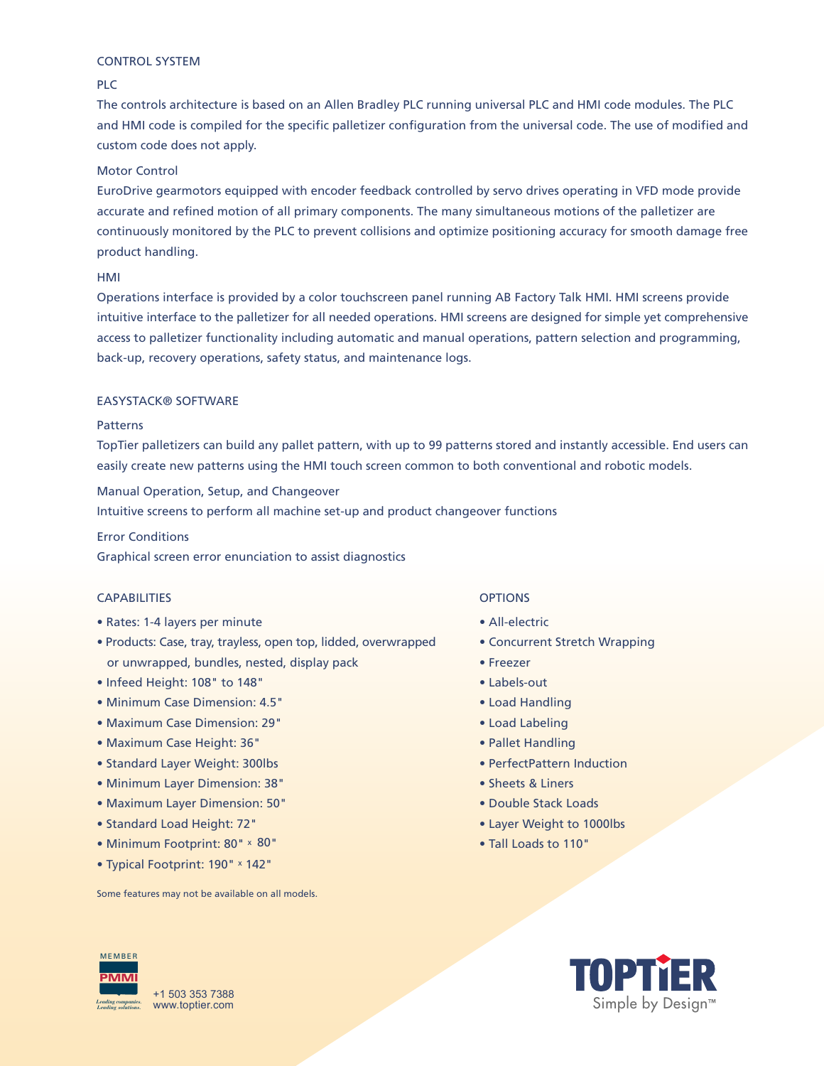## CONTROL SYSTEM

### PLC

The controls architecture is based on an Allen Bradley PLC running universal PLC and HMI code modules. The PLC and HMI code is compiled for the specific palletizer configuration from the universal code. The use of modified and custom code does not apply.

### Motor Control

EuroDrive gearmotors equipped with encoder feedback controlled by servo drives operating in VFD mode provide accurate and refined motion of all primary components. The many simultaneous motions of the palletizer are continuously monitored by the PLC to prevent collisions and optimize positioning accuracy for smooth damage free product handling.

### HMI

Operations interface is provided by a color touchscreen panel running AB Factory Talk HMI. HMI screens provide intuitive interface to the palletizer for all needed operations. HMI screens are designed for simple yet comprehensive access to palletizer functionality including automatic and manual operations, pattern selection and programming, back-up, recovery operations, safety status, and maintenance logs.

## EASYSTACK® SOFTWARE

### Patterns

TopTier palletizers can build any pallet pattern, with up to 99 patterns stored and instantly accessible. End users can easily create new patterns using the HMI touch screen common to both conventional and robotic models.

### Manual Operation, Setup, and Changeover

Intuitive screens to perform all machine set-up and product changeover functions

### Error Conditions

Graphical screen error enunciation to assist diagnostics

## CAPABILITIES

- Rates: 1-4 layers per minute
- Products: Case, tray, trayless, open top, lidded, overwrapped or unwrapped, bundles, nested, display pack
- Infeed Height: 108" to 148"
- Minimum Case Dimension: 4.5"
- Maximum Case Dimension: 29"
- Maximum Case Height: 36"
- Standard Layer Weight: 300lbs
- Minimum Layer Dimension: 38"
- Maximum Layer Dimension: 50"
- Standard Load Height: 72"
- Minimum Footprint: 80" x 80"
- Typical Footprint: 190" x 142"

Some features may not be available on all models.

## OPTIONS

- All-electric
- Concurrent Stretch Wrapping
- Freezer
- Labels-out
- Load Handling
- Load Labeling
- Pallet Handling
- PerfectPattern Induction
- Sheets & Liners
- Double Stack Loads
- Layer Weight to 1000lbs
- Tall Loads to 110"

MEMBER PMMI
Leading companies. Leading solutions.

+1 503 353 7388
www.toptier.com

TOPTIER
Simple by Design™